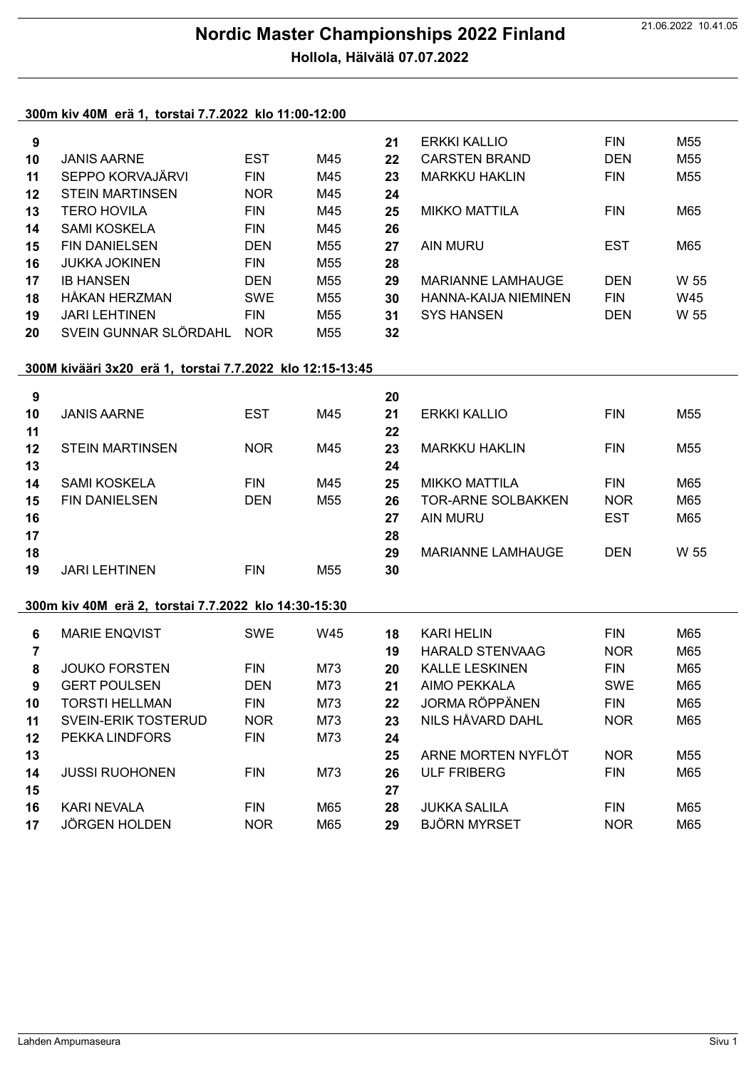# Nordic Master Championships 2022 Finland

**Hollola, Hälvälä 07.07.2022**

### 300m kiv 40M erä 1, torstai 7.7.2022 klo 11:00-12:00

| | | | | | | | |
|---|---|---|---|---|---|---|---|
| 9 | | | | 21 | ERKKI KALLIO | FIN | M55 |
| 10 | JANIS AARNE | EST | M45 | 22 | CARSTEN BRAND | DEN | M55 |
| 11 | SEPPO KORVAJÄRVI | FIN | M45 | 23 | MARKKU HAKLIN | FIN | M55 |
| 12 | STEIN MARTINSEN | NOR | M45 | 24 | | | |
| 13 | TERO HOVILA | FIN | M45 | 25 | MIKKO MATTILA | FIN | M65 |
| 14 | SAMI KOSKELA | FIN | M45 | 26 | | | |
| 15 | FIN DANIELSEN | DEN | M55 | 27 | AIN MURU | EST | M65 |
| 16 | JUKKA JOKINEN | FIN | M55 | 28 | | | |
| 17 | IB HANSEN | DEN | M55 | 29 | MARIANNE LAMHAUGE | DEN | W 55 |
| 18 | HÅKAN HERZMAN | SWE | M55 | 30 | HANNA-KAIJA NIEMINEN | FIN | W45 |
| 19 | JARI LEHTINEN | FIN | M55 | 31 | SYS HANSEN | DEN | W 55 |
| 20 | SVEIN GUNNAR SLÖRDAHL | NOR | M55 | 32 | | | |

### 300M kivääri 3x20 erä 1, torstai 7.7.2022 klo 12:15-13:45

| | | | | | | | |
|---|---|---|---|---|---|---|---|
| 9 | | | | 20 | | | |
| 10 | JANIS AARNE | EST | M45 | 21 | ERKKI KALLIO | FIN | M55 |
| 11 | | | | 22 | | | |
| 12 | STEIN MARTINSEN | NOR | M45 | 23 | MARKKU HAKLIN | FIN | M55 |
| 13 | | | | 24 | | | |
| 14 | SAMI KOSKELA | FIN | M45 | 25 | MIKKO MATTILA | FIN | M65 |
| 15 | FIN DANIELSEN | DEN | M55 | 26 | TOR-ARNE SOLBAKKEN | NOR | M65 |
| 16 | | | | 27 | AIN MURU | EST | M65 |
| 17 | | | | 28 | | | |
| 18 | | | | 29 | MARIANNE LAMHAUGE | DEN | W 55 |
| 19 | JARI LEHTINEN | FIN | M55 | 30 | | | |

### 300m kiv 40M erä 2, torstai 7.7.2022 klo 14:30-15:30

| | | | | | | | |
|---|---|---|---|---|---|---|---|
| 6 | MARIE ENQVIST | SWE | W45 | 18 | KARI HELIN | FIN | M65 |
| 7 | | | | 19 | HARALD STENVAAG | NOR | M65 |
| 8 | JOUKO FORSTEN | FIN | M73 | 20 | KALLE LESKINEN | FIN | M65 |
| 9 | GERT POULSEN | DEN | M73 | 21 | AIMO PEKKALA | SWE | M65 |
| 10 | TORSTI HELLMAN | FIN | M73 | 22 | JORMA RÖPPÄNEN | FIN | M65 |
| 11 | SVEIN-ERIK TOSTERUD | NOR | M73 | 23 | NILS HÅVARD DAHL | NOR | M65 |
| 12 | PEKKA LINDFORS | FIN | M73 | 24 | | | |
| 13 | | | | 25 | ARNE MORTEN NYFLÖT | NOR | M55 |
| 14 | JUSSI RUOHONEN | FIN | M73 | 26 | ULF FRIBERG | FIN | M65 |
| 15 | | | | 27 | | | |
| 16 | KARI NEVALA | FIN | M65 | 28 | JUKKA SALILA | FIN | M65 |
| 17 | JÖRGEN HOLDEN | NOR | M65 | 29 | BJÖRN MYRSET | NOR | M65 |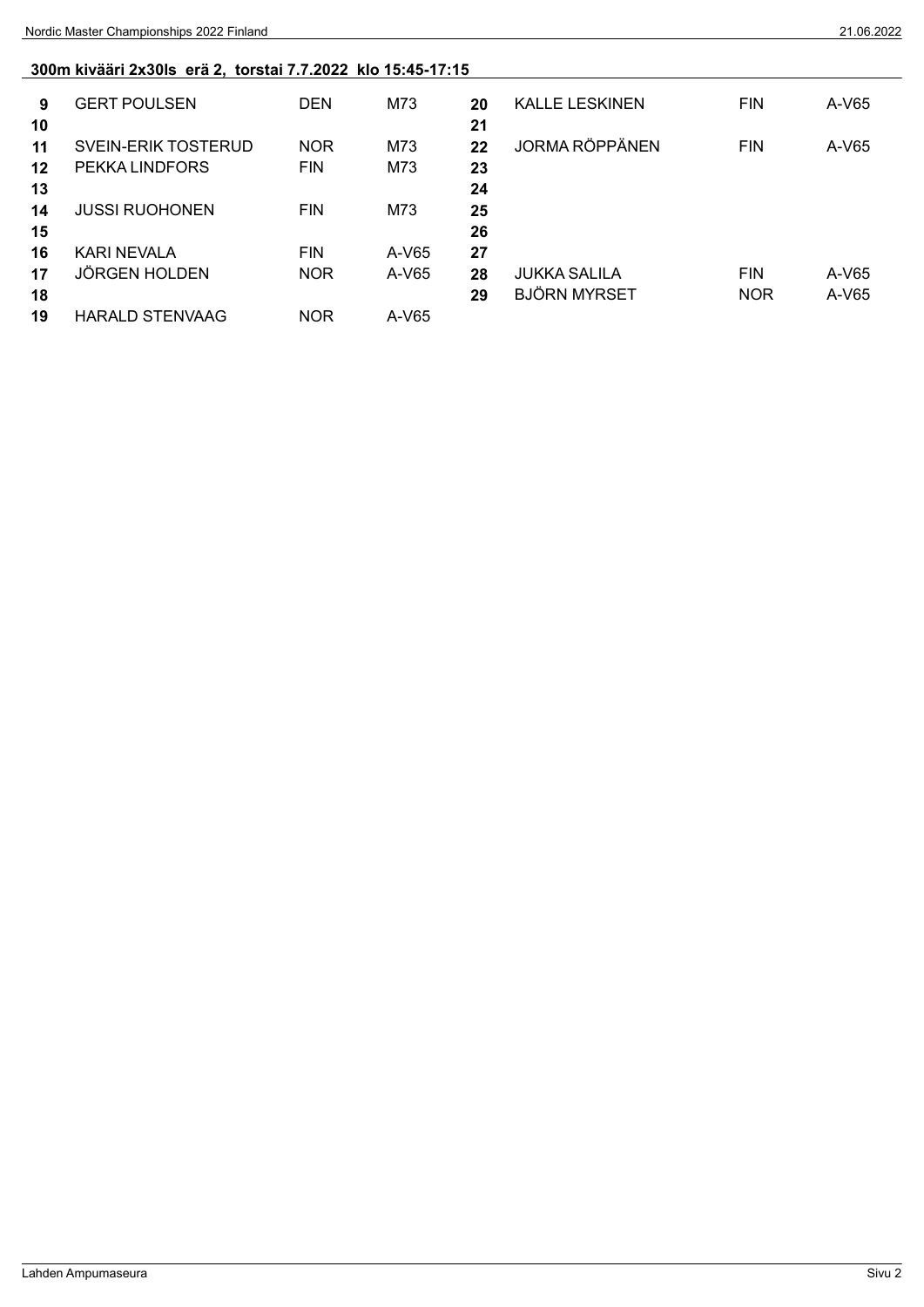### 300m kivääri 2x30ls erä 2, torstai 7.7.2022 klo 15:45-17:15

| | | | | | | | |
|---|---|---|---|---|---|---|---|
| 9 | GERT POULSEN | DEN | M73 | 20 | KALLE LESKINEN | FIN | A-V65 |
| 10 | | | | 21 | | | |
| 11 | SVEIN-ERIK TOSTERUD | NOR | M73 | 22 | JORMA RÖPPÄNEN | FIN | A-V65 |
| 12 | PEKKA LINDFORS | FIN | M73 | 23 | | | |
| 13 | | | | 24 | | | |
| 14 | JUSSI RUOHONEN | FIN | M73 | 25 | | | |
| 15 | | | | 26 | | | |
| 16 | KARI NEVALA | FIN | A-V65 | 27 | | | |
| 17 | JÖRGEN HOLDEN | NOR | A-V65 | 28 | JUKKA SALILA | FIN | A-V65 |
| 18 | | | | 29 | BJÖRN MYRSET | NOR | A-V65 |
| 19 | HARALD STENVAAG | NOR | A-V65 | | | | |